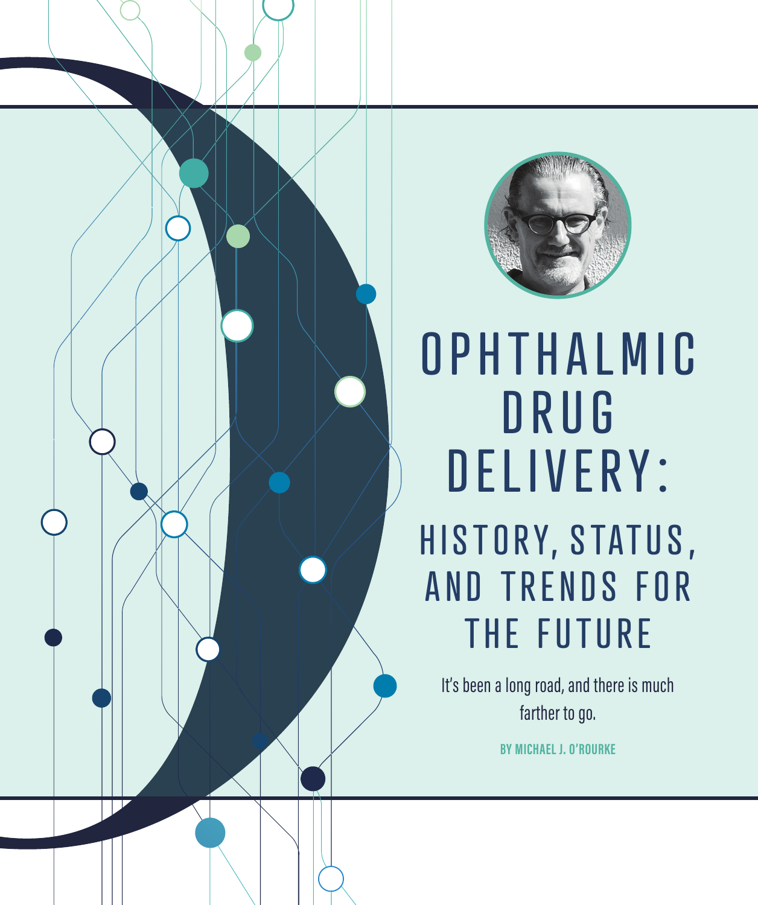# OPHTHALMIC DRUG DELIVERY:

## HISTORY, STATUS, AND TRENDS FOR THE FUTURE

It's been a long road, and there is much farther to go.

**BY MICHAEL J. O'ROURKE**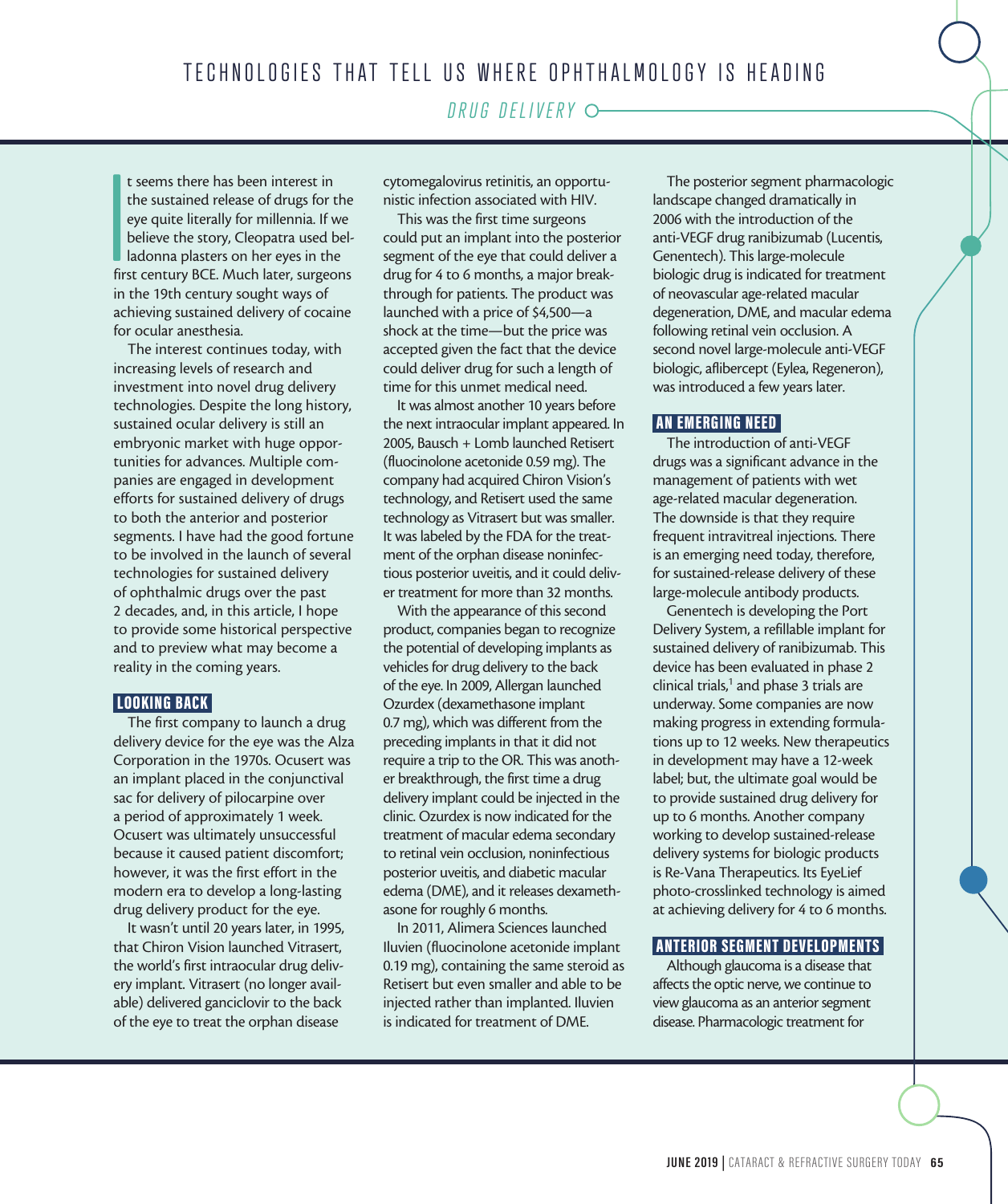# TECHNOLOGIES THAT TELL US WHERE OPHTHALMOLOGY IS HEADING

*DRUG DELIVERY*

It seems there has been interest in the sustained release of drugs for the eye quite literally for millennia. If we believe the story, Cleopatra used belladonna plasters on her eyes in the first century BCE. Much later, surgeons in the 19th century sought ways of achieving sustained delivery of cocaine for ocular anesthesia.

The interest continues today, with increasing levels of research and investment into novel drug delivery technologies. Despite the long history, sustained ocular delivery is still an embryonic market with huge opportunities for advances. Multiple companies are engaged in development efforts for sustained delivery of drugs to both the anterior and posterior segments. I have had the good fortune to be involved in the launch of several technologies for sustained delivery of ophthalmic drugs over the past 2 decades, and, in this article, I hope to provide some historical perspective and to preview what may become a reality in the coming years.

## LOOKING BACK

The first company to launch a drug delivery device for the eye was the Alza Corporation in the 1970s. Ocusert was an implant placed in the conjunctival sac for delivery of pilocarpine over a period of approximately 1 week. Ocusert was ultimately unsuccessful because it caused patient discomfort; however, it was the first effort in the modern era to develop a long-lasting drug delivery product for the eye.

It wasn't until 20 years later, in 1995, that Chiron Vision launched Vitrasert, the world's first intraocular drug delivery implant. Vitrasert (no longer available) delivered ganciclovir to the back of the eye to treat the orphan disease cytomegalovirus retinitis, an opportunistic infection associated with HIV.

This was the first time surgeons could put an implant into the posterior segment of the eye that could deliver a drug for 4 to 6 months, a major breakthrough for patients. The product was launched with a price of $4,500—a shock at the time—but the price was accepted given the fact that the device could deliver drug for such a length of time for this unmet medical need.

It was almost another 10 years before the next intraocular implant appeared. In 2005, Bausch + Lomb launched Retisert (fluocinolone acetonide 0.59 mg). The company had acquired Chiron Vision's technology, and Retisert used the same technology as Vitrasert but was smaller. It was labeled by the FDA for the treatment of the orphan disease noninfectious posterior uveitis, and it could deliver treatment for more than 32 months.

With the appearance of this second product, companies began to recognize the potential of developing implants as vehicles for drug delivery to the back of the eye. In 2009, Allergan launched Ozurdex (dexamethasone implant 0.7 mg), which was different from the preceding implants in that it did not require a trip to the OR. This was another breakthrough, the first time a drug delivery implant could be injected in the clinic. Ozurdex is now indicated for the treatment of macular edema secondary to retinal vein occlusion, noninfectious posterior uveitis, and diabetic macular edema (DME), and it releases dexamethasone for roughly 6 months.

In 2011, Alimera Sciences launched Iluvien (fluocinolone acetonide implant 0.19 mg), containing the same steroid as Retisert but even smaller and able to be injected rather than implanted. Iluvien is indicated for treatment of DME.

The posterior segment pharmacologic landscape changed dramatically in 2006 with the introduction of the anti-VEGF drug ranibizumab (Lucentis, Genentech). This large-molecule biologic drug is indicated for treatment of neovascular age-related macular degeneration, DME, and macular edema following retinal vein occlusion. A second novel large-molecule anti-VEGF biologic, aflibercept (Eylea, Regeneron), was introduced a few years later.

## AN EMERGING NEED

The introduction of anti-VEGF drugs was a significant advance in the management of patients with wet age-related macular degeneration. The downside is that they require frequent intravitreal injections. There is an emerging need today, therefore, for sustained-release delivery of these large-molecule antibody products.

Genentech is developing the Port Delivery System, a refillable implant for sustained delivery of ranibizumab. This device has been evaluated in phase 2 clinical trials,[1] and phase 3 trials are underway. Some companies are now making progress in extending formulations up to 12 weeks. New therapeutics in development may have a 12-week label; but, the ultimate goal would be to provide sustained drug delivery for up to 6 months. Another company working to develop sustained-release delivery systems for biologic products is Re-Vana Therapeutics. Its EyeLief photo-crosslinked technology is aimed at achieving delivery for 4 to 6 months.

## ANTERIOR SEGMENT DEVELOPMENTS

Although glaucoma is a disease that affects the optic nerve, we continue to view glaucoma as an anterior segment disease. Pharmacologic treatment for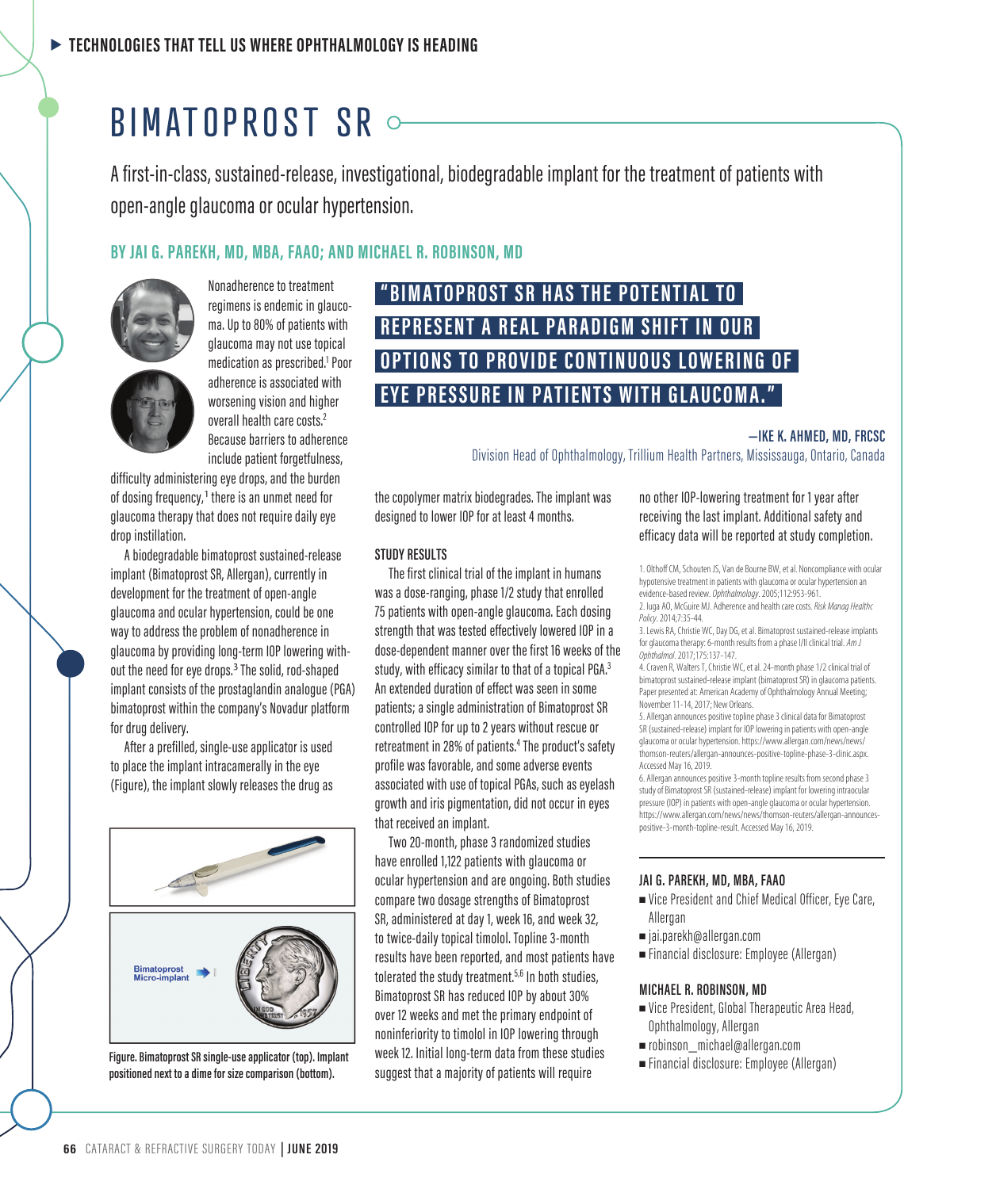▶ TECHNOLOGIES THAT TELL US WHERE OPHTHALMOLOGY IS HEADING

# BIMATOPROST SR

A first-in-class, sustained-release, investigational, biodegradable implant for the treatment of patients with open-angle glaucoma or ocular hypertension.

**BY JAI G. PAREKH, MD, MBA, FAAO; AND MICHAEL R. ROBINSON, MD**

> **"BIMATOPROST SR HAS THE POTENTIAL TO REPRESENT A REAL PARADIGM SHIFT IN OUR OPTIONS TO PROVIDE CONTINUOUS LOWERING OF EYE PRESSURE IN PATIENTS WITH GLAUCOMA."**
>
> **—IKE K. AHMED, MD, FRCSC**
> Division Head of Ophthalmology, Trillium Health Partners, Mississauga, Ontario, Canada

Nonadherence to treatment regimens is endemic in glaucoma. Up to 80% of patients with glaucoma may not use topical medication as prescribed.[1] Poor adherence is associated with worsening vision and higher overall health care costs.[2] Because barriers to adherence include patient forgetfulness, difficulty administering eye drops, and the burden of dosing frequency,[1] there is an unmet need for glaucoma therapy that does not require daily eye drop instillation.

A biodegradable bimatoprost sustained-release implant (Bimatoprost SR, Allergan), currently in development for the treatment of open-angle glaucoma and ocular hypertension, could be one way to address the problem of nonadherence in glaucoma by providing long-term IOP lowering without the need for eye drops.[3] The solid, rod-shaped implant consists of the prostaglandin analogue (PGA) bimatoprost within the company's Novadur platform for drug delivery.

After a prefilled, single-use applicator is used to place the implant intracamerally in the eye (Figure), the implant slowly releases the drug as the copolymer matrix biodegrades. The implant was designed to lower IOP for at least 4 months.

Figure. Bimatoprost SR single-use applicator (top). Implant positioned next to a dime for size comparison (bottom).

### STUDY RESULTS

The first clinical trial of the implant in humans was a dose-ranging, phase 1/2 study that enrolled 75 patients with open-angle glaucoma. Each dosing strength that was tested effectively lowered IOP in a dose-dependent manner over the first 16 weeks of the study, with efficacy similar to that of a topical PGA.[3] An extended duration of effect was seen in some patients; a single administration of Bimatoprost SR controlled IOP for up to 2 years without rescue or retreatment in 28% of patients.[4] The product's safety profile was favorable, and some adverse events associated with use of topical PGAs, such as eyelash growth and iris pigmentation, did not occur in eyes that received an implant.

Two 20-month, phase 3 randomized studies have enrolled 1,122 patients with glaucoma or ocular hypertension and are ongoing. Both studies compare two dosage strengths of Bimatoprost SR, administered at day 1, week 16, and week 32, to twice-daily topical timolol. Topline 3-month results have been reported, and most patients have tolerated the study treatment.[5,6] In both studies, Bimatoprost SR has reduced IOP by about 30% over 12 weeks and met the primary endpoint of noninferiority to timolol in IOP lowering through week 12. Initial long-term data from these studies suggest that a majority of patients will require no other IOP-lowering treatment for 1 year after receiving the last implant. Additional safety and efficacy data will be reported at study completion.

1. Olthoff CM, Schouten JS, Van de Bourne BW, et al. Noncompliance with ocular hypotensive treatment in patients with glaucoma or ocular hypertension an evidence-based review. *Ophthalmology*. 2005;112:953-961.
2. Iuga AO, McGuire MJ. Adherence and health care costs. *Risk Manag Healthc Policy*. 2014;7:35-44.
3. Lewis RA, Christie WC, Day DG, et al. Bimatoprost sustained-release implants for glaucoma therapy: 6-month results from a phase I/II clinical trial. *Am J Ophthalmol*. 2017;175:137-147.
4. Craven R, Walters T, Christie WC, et al. 24-month phase 1/2 clinical trial of bimatoprost sustained-release implant (bimatoprost SR) in glaucoma patients. Paper presented at: American Academy of Ophthalmology Annual Meeting; November 11-14, 2017; New Orleans.
5. Allergan announces positive topline phase 3 clinical data for Bimatoprost SR (sustained-release) implant for IOP lowering in patients with open-angle glaucoma or ocular hypertension. https://www.allergan.com/news/news/thomson-reuters/allergan-announces-positive-topline-phase-3-clinic.aspx. Accessed May 16, 2019.
6. Allergan announces positive 3-month topline results from second phase 3 study of Bimatoprost SR (sustained-release) implant for lowering intraocular pressure (IOP) in patients with open-angle glaucoma or ocular hypertension. https://www.allergan.com/news/news/thomson-reuters/allergan-announces-positive-3-month-topline-result. Accessed May 16, 2019.

---

**JAI G. PAREKH, MD, MBA, FAAO**
- Vice President and Chief Medical Officer, Eye Care, Allergan
- jai.parekh@allergan.com
- Financial disclosure: Employee (Allergan)

**MICHAEL R. ROBINSON, MD**
- Vice President, Global Therapeutic Area Head, Ophthalmology, Allergan
- robinson_michael@allergan.com
- Financial disclosure: Employee (Allergan)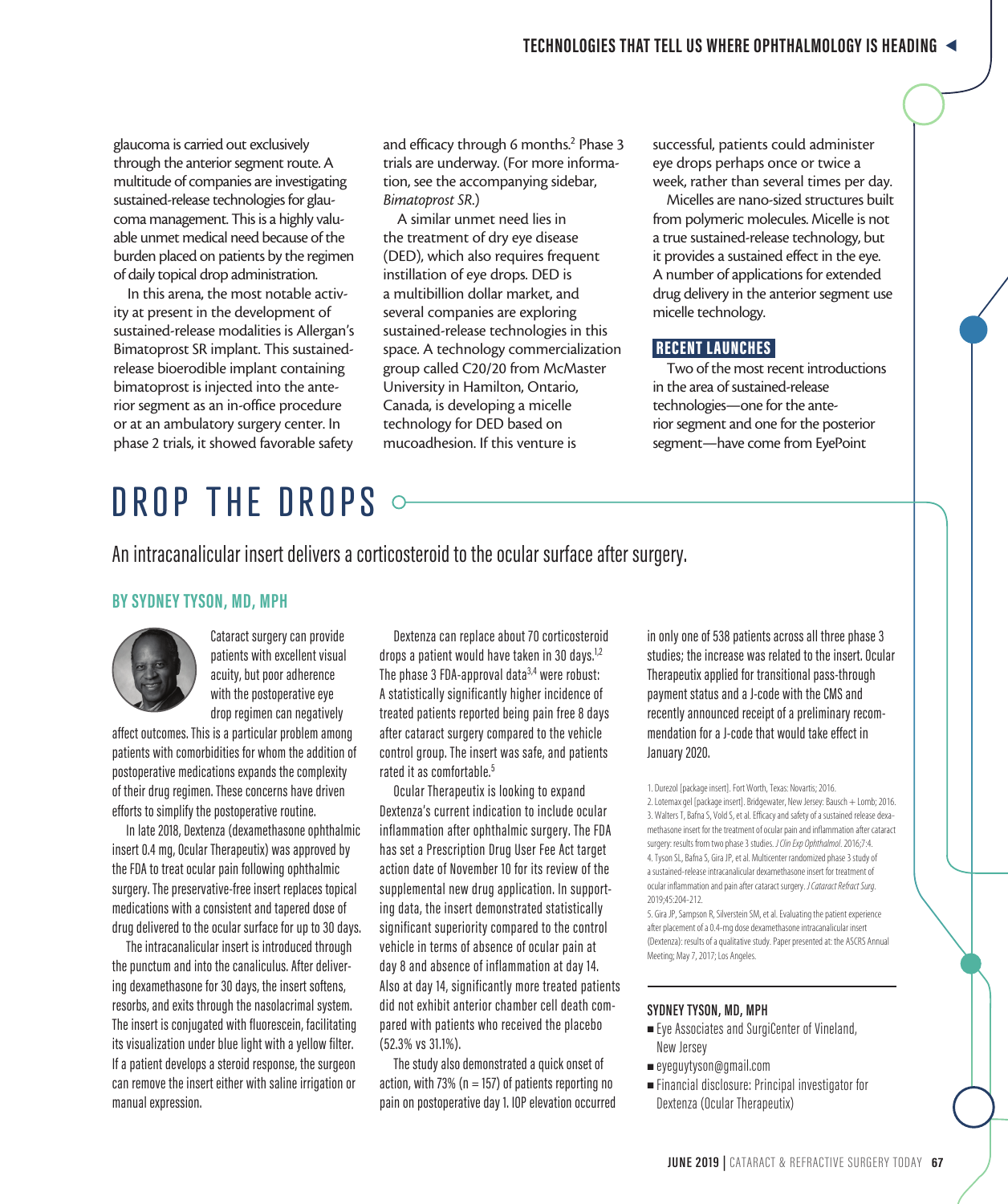glaucoma is carried out exclusively through the anterior segment route. A multitude of companies are investigating sustained-release technologies for glaucoma management. This is a highly valuable unmet medical need because of the burden placed on patients by the regimen of daily topical drop administration.

In this arena, the most notable activity at present in the development of sustained-release modalities is Allergan's Bimatoprost SR implant. This sustained-release bioerodible implant containing bimatoprost is injected into the anterior segment as an in-office procedure or at an ambulatory surgery center. In phase 2 trials, it showed favorable safety and efficacy through 6 months.[2] Phase 3 trials are underway. (For more information, see the accompanying sidebar, *Bimatoprost SR*.)

A similar unmet need lies in the treatment of dry eye disease (DED), which also requires frequent instillation of eye drops. DED is a multibillion dollar market, and several companies are exploring sustained-release technologies in this space. A technology commercialization group called C20/20 from McMaster University in Hamilton, Ontario, Canada, is developing a micelle technology for DED based on mucoadhesion. If this venture is successful, patients could administer eye drops perhaps once or twice a week, rather than several times per day.

Micelles are nano-sized structures built from polymeric molecules. Micelle is not a true sustained-release technology, but it provides a sustained effect in the eye. A number of applications for extended drug delivery in the anterior segment use micelle technology.

## RECENT LAUNCHES

Two of the most recent introductions in the area of sustained-release technologies—one for the anterior segment and one for the posterior segment—have come from EyePoint

# DROP THE DROPS

An intracanalicular insert delivers a corticosteroid to the ocular surface after surgery.

**BY SYDNEY TYSON, MD, MPH**

Cataract surgery can provide patients with excellent visual acuity, but poor adherence with the postoperative eye drop regimen can negatively affect outcomes. This is a particular problem among patients with comorbidities for whom the addition of postoperative medications expands the complexity of their drug regimen. These concerns have driven efforts to simplify the postoperative routine.

In late 2018, Dextenza (dexamethasone ophthalmic insert 0.4 mg, Ocular Therapeutix) was approved by the FDA to treat ocular pain following ophthalmic surgery. The preservative-free insert replaces topical medications with a consistent and tapered dose of drug delivered to the ocular surface for up to 30 days.

The intracanalicular insert is introduced through the punctum and into the canaliculus. After delivering dexamethasone for 30 days, the insert softens, resorbs, and exits through the nasolacrimal system. The insert is conjugated with fluorescein, facilitating its visualization under blue light with a yellow filter. If a patient develops a steroid response, the surgeon can remove the insert either with saline irrigation or manual expression.

Dextenza can replace about 70 corticosteroid drops a patient would have taken in 30 days.[1,2] The phase 3 FDA-approval data[3,4] were robust: A statistically significantly higher incidence of treated patients reported being pain free 8 days after cataract surgery compared to the vehicle control group. The insert was safe, and patients rated it as comfortable.[5]

Ocular Therapeutix is looking to expand Dextenza's current indication to include ocular inflammation after ophthalmic surgery. The FDA has set a Prescription Drug User Fee Act target action date of November 10 for its review of the supplemental new drug application. In supporting data, the insert demonstrated statistically significant superiority compared to the control vehicle in terms of absence of ocular pain at day 8 and absence of inflammation at day 14. Also at day 14, significantly more treated patients did not exhibit anterior chamber cell death compared with patients who received the placebo (52.3% vs 31.1%).

The study also demonstrated a quick onset of action, with 73% (n = 157) of patients reporting no pain on postoperative day 1. IOP elevation occurred in only one of 538 patients across all three phase 3 studies; the increase was related to the insert. Ocular Therapeutix applied for transitional pass-through payment status and a J-code with the CMS and recently announced receipt of a preliminary recommendation for a J-code that would take effect in January 2020.

1. Durezol [package insert]. Fort Worth, Texas: Novartis; 2016.
2. Lotemax gel [package insert]. Bridgewater, New Jersey: Bausch + Lomb; 2016.
3. Walters T, Bafna S, Vold S, et al. Efficacy and safety of a sustained release dexamethasone insert for the treatment of ocular pain and inflammation after cataract surgery: results from two phase 3 studies. *J Clin Exp Ophthalmol*. 2016;7:4.
4. Tyson SL, Bafna S, Gira JP, et al. Multicenter randomized phase 3 study of a sustained-release intracanalicular dexamethasone insert for treatment of ocular inflammation and pain after cataract surgery. *J Cataract Refract Surg*. 2019;45:204-212.
5. Gira JP, Sampson R, Silverstein SM, et al. Evaluating the patient experience after placement of a 0.4-mg dose dexamethasone intracanalicular insert (Dextenza): results of a qualitative study. Paper presented at: the ASCRS Annual Meeting; May 7, 2017; Los Angeles.

**SYDNEY TYSON, MD, MPH**
- Eye Associates and SurgiCenter of Vineland, New Jersey
- eyeguytyson@gmail.com
- Financial disclosure: Principal investigator for Dextenza (Ocular Therapeutix)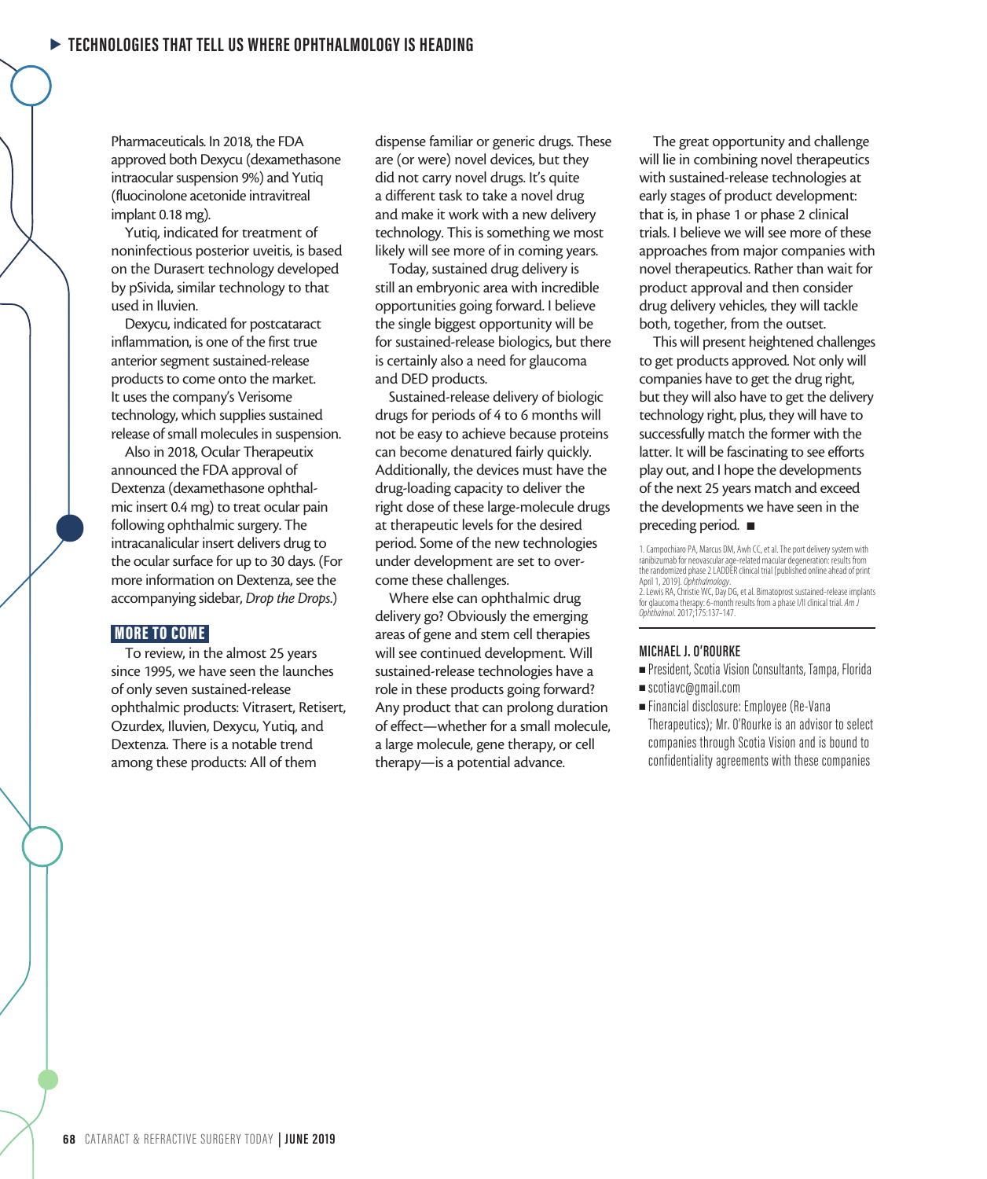Pharmaceuticals. In 2018, the FDA approved both Dexycu (dexamethasone intraocular suspension 9%) and Yutiq (fluocinolone acetonide intravitreal implant 0.18 mg).

Yutiq, indicated for treatment of noninfectious posterior uveitis, is based on the Durasert technology developed by pSivida, similar technology to that used in Iluvien.

Dexycu, indicated for postcataract inflammation, is one of the first true anterior segment sustained-release products to come onto the market. It uses the company's Verisome technology, which supplies sustained release of small molecules in suspension.

Also in 2018, Ocular Therapeutix announced the FDA approval of Dextenza (dexamethasone ophthalmic insert 0.4 mg) to treat ocular pain following ophthalmic surgery. The intracanalicular insert delivers drug to the ocular surface for up to 30 days. (For more information on Dextenza, see the accompanying sidebar, *Drop the Drops*.)

## MORE TO COME

To review, in the almost 25 years since 1995, we have seen the launches of only seven sustained-release ophthalmic products: Vitrasert, Retisert, Ozurdex, Iluvien, Dexycu, Yutiq, and Dextenza. There is a notable trend among these products: All of them dispense familiar or generic drugs. These are (or were) novel devices, but they did not carry novel drugs. It's quite a different task to take a novel drug and make it work with a new delivery technology. This is something we most likely will see more of in coming years.

Today, sustained drug delivery is still an embryonic area with incredible opportunities going forward. I believe the single biggest opportunity will be for sustained-release biologics, but there is certainly also a need for glaucoma and DED products.

Sustained-release delivery of biologic drugs for periods of 4 to 6 months will not be easy to achieve because proteins can become denatured fairly quickly. Additionally, the devices must have the drug-loading capacity to deliver the right dose of these large-molecule drugs at therapeutic levels for the desired period. Some of the new technologies under development are set to overcome these challenges.

Where else can ophthalmic drug delivery go? Obviously the emerging areas of gene and stem cell therapies will see continued development. Will sustained-release technologies have a role in these products going forward? Any product that can prolong duration of effect—whether for a small molecule, a large molecule, gene therapy, or cell therapy—is a potential advance.

The great opportunity and challenge will lie in combining novel therapeutics with sustained-release technologies at early stages of product development: that is, in phase 1 or phase 2 clinical trials. I believe we will see more of these approaches from major companies with novel therapeutics. Rather than wait for product approval and then consider drug delivery vehicles, they will tackle both, together, from the outset.

This will present heightened challenges to get products approved. Not only will companies have to get the drug right, but they will also have to get the delivery technology right, plus, they will have to successfully match the former with the latter. It will be fascinating to see efforts play out, and I hope the developments of the next 25 years match and exceed the developments we have seen in the preceding period. ■

1. Campochiaro PA, Marcus DM, Awh CC, et al. The port delivery system with ranibizumab for neovascular age-related macular degeneration: results from the randomized phase 2 LADDER clinical trial [published online ahead of print April 1, 2019]. *Ophthalmology*.
2. Lewis RA, Christie WC, Day DG, et al. Bimatoprost sustained-release implants for glaucoma therapy: 6-month results from a phase I/II clinical trial. *Am J Ophthalmol*. 2017;175:137-147.

**MICHAEL J. O'ROURKE**

- President, Scotia Vision Consultants, Tampa, Florida
- scotiavc@gmail.com
- Financial disclosure: Employee (Re-Vana Therapeutics); Mr. O'Rourke is an advisor to select companies through Scotia Vision and is bound to confidentiality agreements with these companies